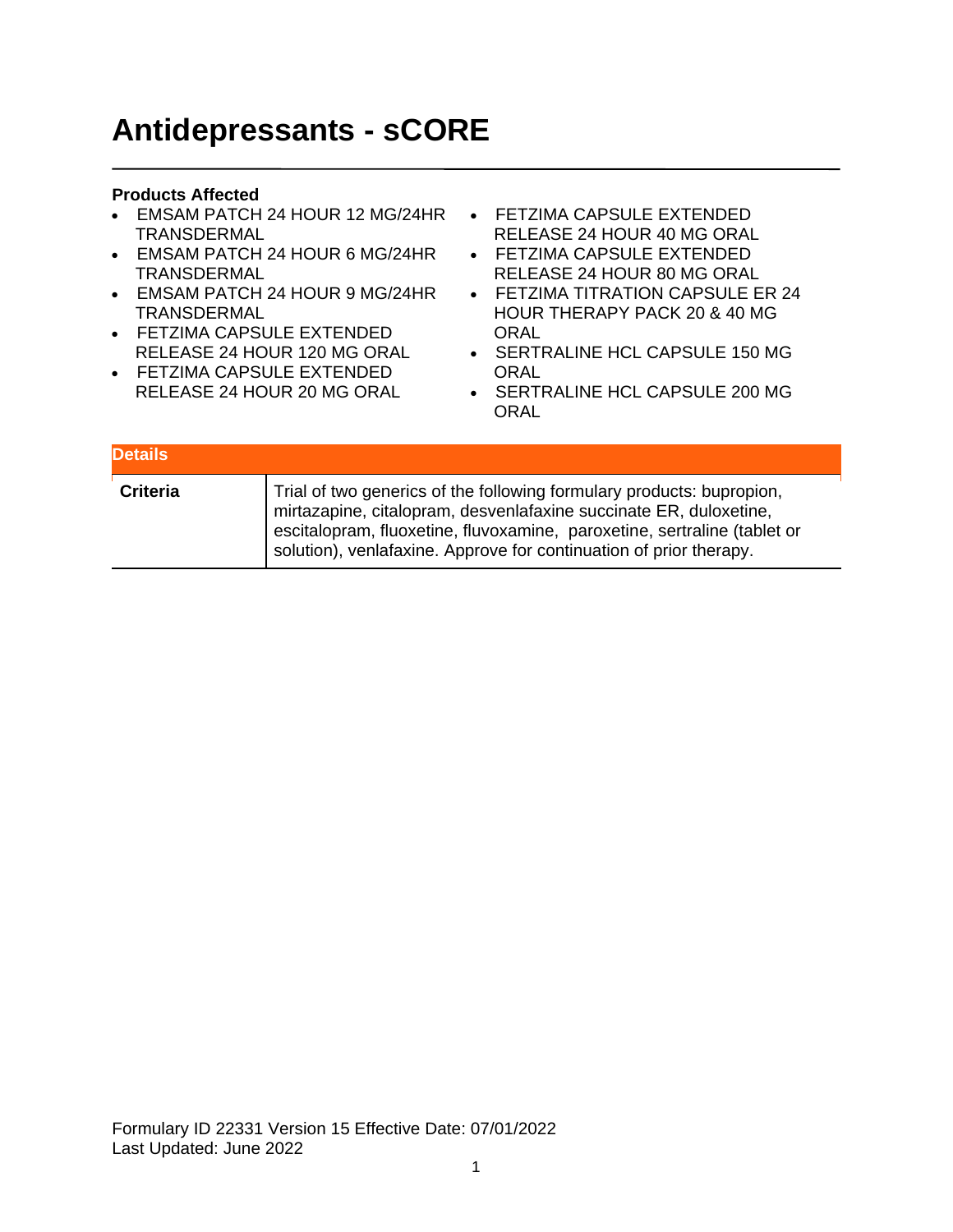# Antidepressants - sCORE

**Products Affected**

- EMSAM PATCH 24 HOUR 12 MG/24HR TRANSDERMAL
- EMSAM PATCH 24 HOUR 6 MG/24HR TRANSDERMAL
- EMSAM PATCH 24 HOUR 9 MG/24HR TRANSDERMAL
- FETZIMA CAPSULE EXTENDED RELEASE 24 HOUR 120 MG ORAL
- FETZIMA CAPSULE EXTENDED RELEASE 24 HOUR 20 MG ORAL
- FETZIMA CAPSULE EXTENDED RELEASE 24 HOUR 40 MG ORAL
- FETZIMA CAPSULE EXTENDED RELEASE 24 HOUR 80 MG ORAL
- FETZIMA TITRATION CAPSULE ER 24 HOUR THERAPY PACK 20 & 40 MG ORAL
- SERTRALINE HCL CAPSULE 150 MG ORAL
- SERTRALINE HCL CAPSULE 200 MG ORAL

| Details | |
|---|---|
| **Criteria** | Trial of two generics of the following formulary products: bupropion, mirtazapine, citalopram, desvenlafaxine succinate ER, duloxetine, escitalopram, fluoxetine, fluvoxamine, paroxetine, sertraline (tablet or solution), venlafaxine. Approve for continuation of prior therapy. |

Formulary ID 22331 Version 15 Effective Date: 07/01/2022
Last Updated: June 2022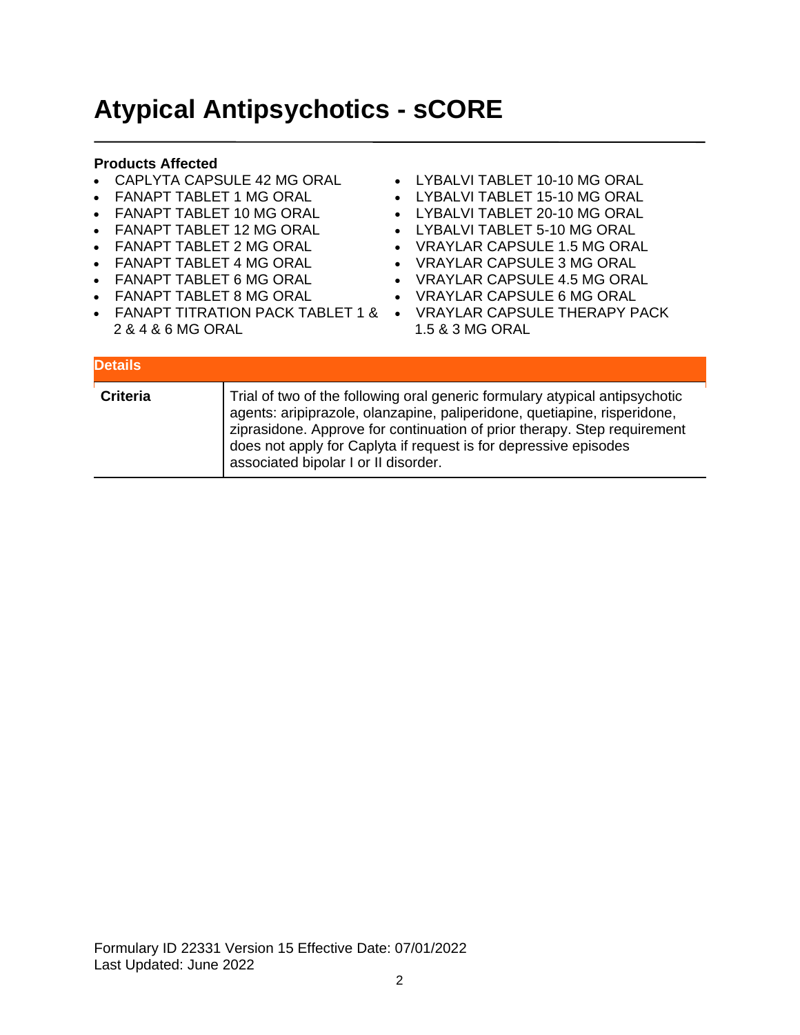# Atypical Antipsychotics - sCORE

**Products Affected**

- CAPLYTA CAPSULE 42 MG ORAL
- FANAPT TABLET 1 MG ORAL
- FANAPT TABLET 10 MG ORAL
- FANAPT TABLET 12 MG ORAL
- FANAPT TABLET 2 MG ORAL
- FANAPT TABLET 4 MG ORAL
- FANAPT TABLET 6 MG ORAL
- FANAPT TABLET 8 MG ORAL
- FANAPT TITRATION PACK TABLET 1 & 2 & 4 & 6 MG ORAL
- LYBALVI TABLET 10-10 MG ORAL
- LYBALVI TABLET 15-10 MG ORAL
- LYBALVI TABLET 20-10 MG ORAL
- LYBALVI TABLET 5-10 MG ORAL
- VRAYLAR CAPSULE 1.5 MG ORAL
- VRAYLAR CAPSULE 3 MG ORAL
- VRAYLAR CAPSULE 4.5 MG ORAL
- VRAYLAR CAPSULE 6 MG ORAL
- VRAYLAR CAPSULE THERAPY PACK 1.5 & 3 MG ORAL

| Details | |
|---|---|
| **Criteria** | Trial of two of the following oral generic formulary atypical antipsychotic agents: aripiprazole, olanzapine, paliperidone, quetiapine, risperidone, ziprasidone. Approve for continuation of prior therapy. Step requirement does not apply for Caplyta if request is for depressive episodes associated bipolar I or II disorder. |

Formulary ID 22331 Version 15 Effective Date: 07/01/2022
Last Updated: June 2022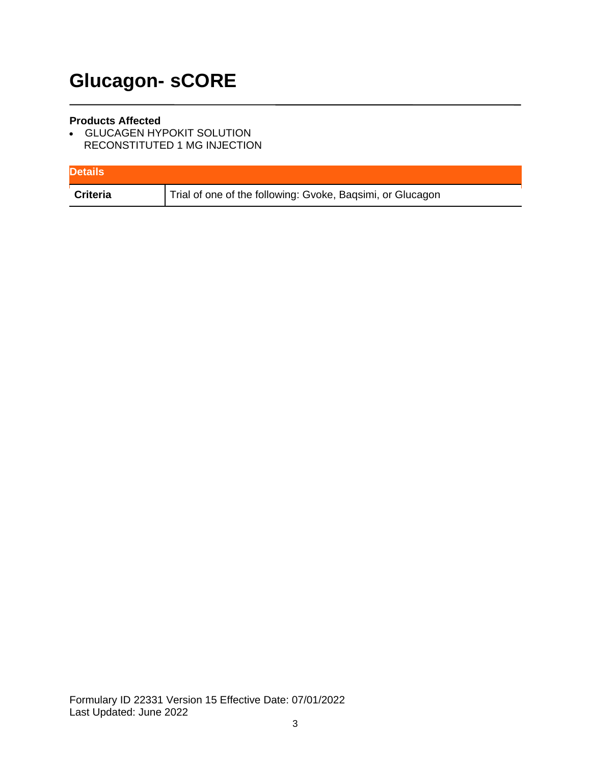# Glucagon- sCORE

**Products Affected**

- GLUCAGEN HYPOKIT SOLUTION RECONSTITUTED 1 MG INJECTION

| Details | |
|---|---|
| **Criteria** | Trial of one of the following: Gvoke, Baqsimi, or Glucagon |

Formulary ID 22331 Version 15 Effective Date: 07/01/2022
Last Updated: June 2022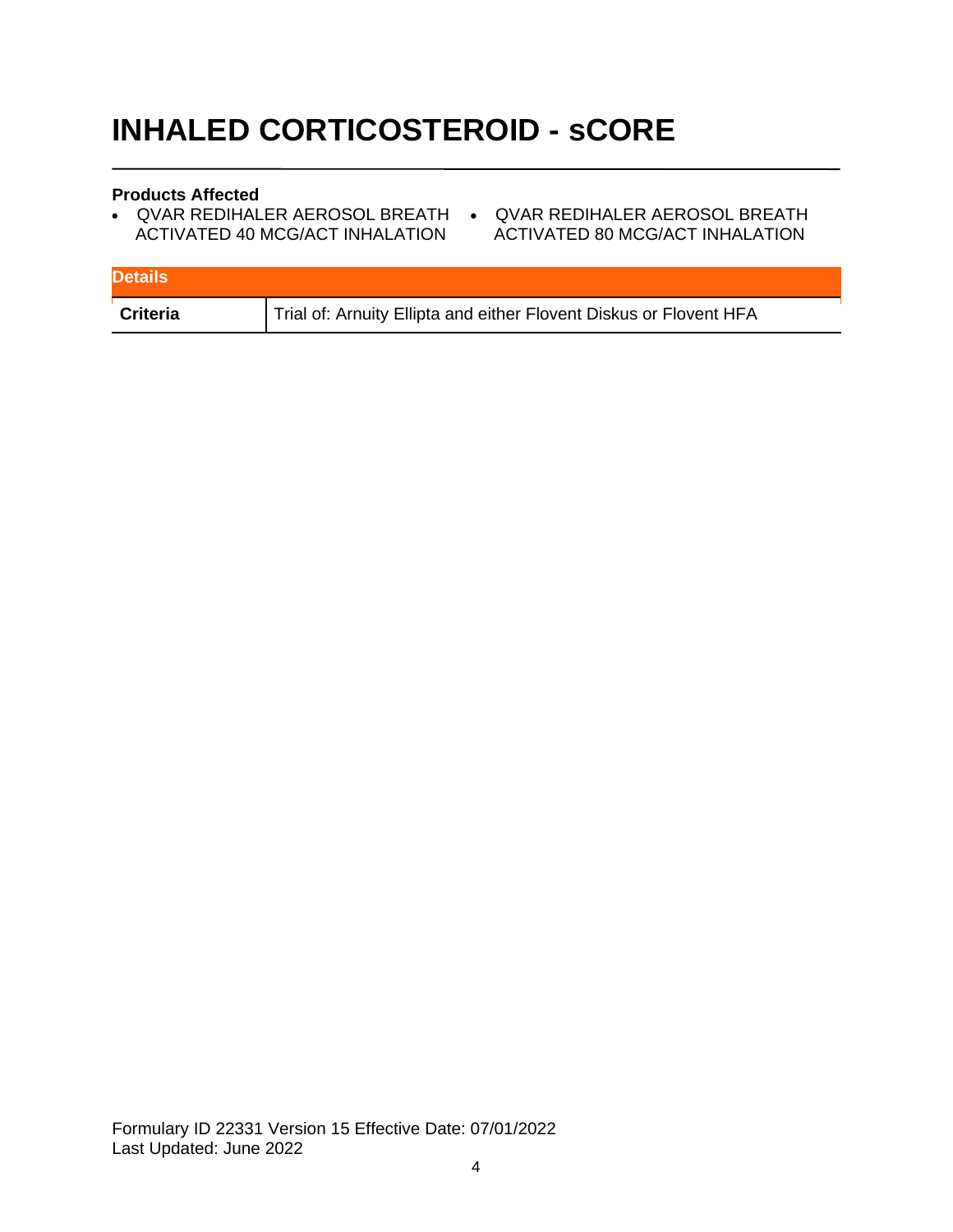# INHALED CORTICOSTEROID - sCORE

**Products Affected**

- QVAR REDIHALER AEROSOL BREATH ACTIVATED 40 MCG/ACT INHALATION
- QVAR REDIHALER AEROSOL BREATH ACTIVATED 80 MCG/ACT INHALATION

| Details | |
|---|---|
| **Criteria** | Trial of: Arnuity Ellipta and either Flovent Diskus or Flovent HFA |

Formulary ID 22331 Version 15 Effective Date: 07/01/2022
Last Updated: June 2022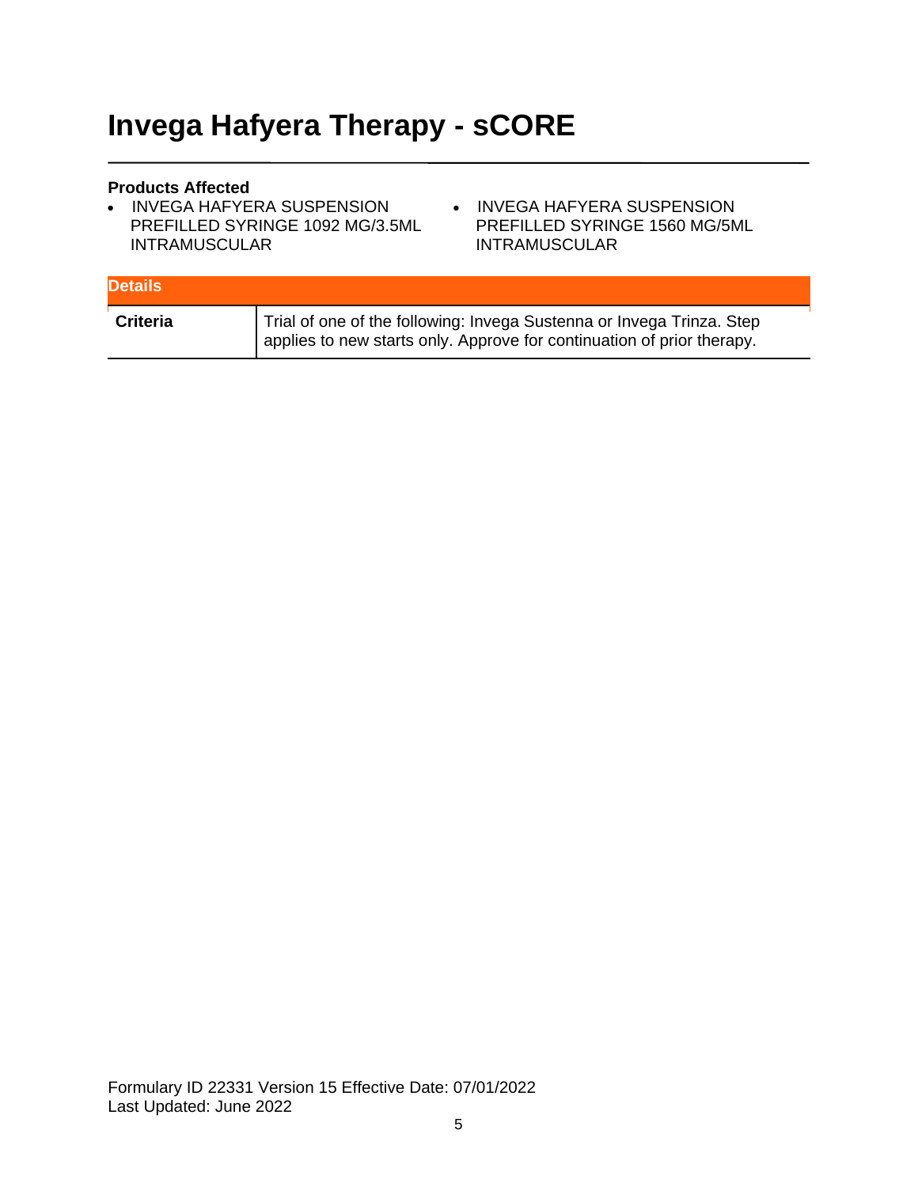# Invega Hafyera Therapy - sCORE

**Products Affected**

- INVEGA HAFYERA SUSPENSION PREFILLED SYRINGE 1092 MG/3.5ML INTRAMUSCULAR
- INVEGA HAFYERA SUSPENSION PREFILLED SYRINGE 1560 MG/5ML INTRAMUSCULAR

| Details | |
|---|---|
| **Criteria** | Trial of one of the following: Invega Sustenna or Invega Trinza. Step applies to new starts only. Approve for continuation of prior therapy. |

Formulary ID 22331 Version 15 Effective Date: 07/01/2022
Last Updated: June 2022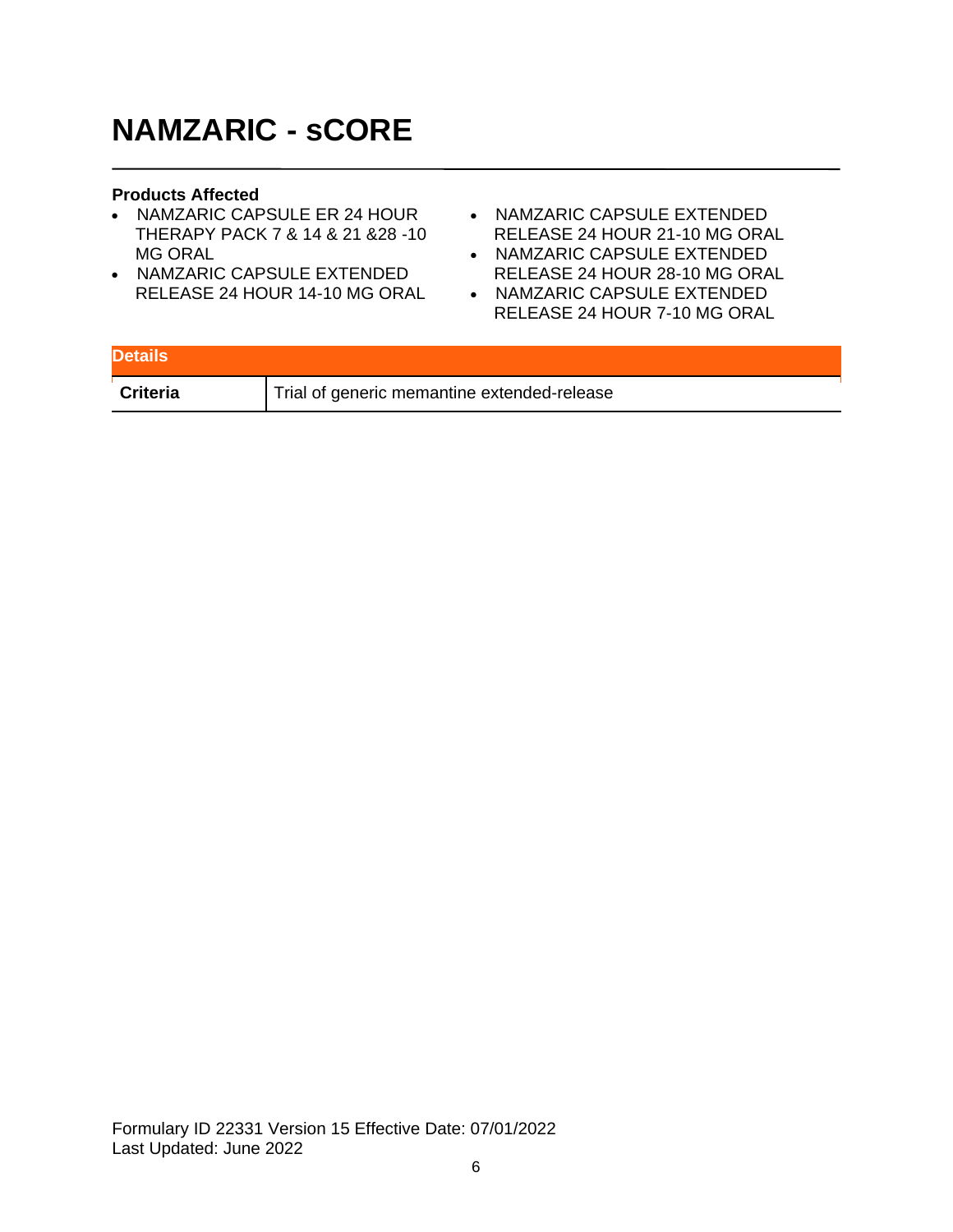# NAMZARIC - sCORE

**Products Affected**

- NAMZARIC CAPSULE ER 24 HOUR THERAPY PACK 7 & 14 & 21 &28 -10 MG ORAL
- NAMZARIC CAPSULE EXTENDED RELEASE 24 HOUR 14-10 MG ORAL
- NAMZARIC CAPSULE EXTENDED RELEASE 24 HOUR 21-10 MG ORAL
- NAMZARIC CAPSULE EXTENDED RELEASE 24 HOUR 28-10 MG ORAL
- NAMZARIC CAPSULE EXTENDED RELEASE 24 HOUR 7-10 MG ORAL

| Details | |
|---|---|
| **Criteria** | Trial of generic memantine extended-release |

Formulary ID 22331 Version 15 Effective Date: 07/01/2022
Last Updated: June 2022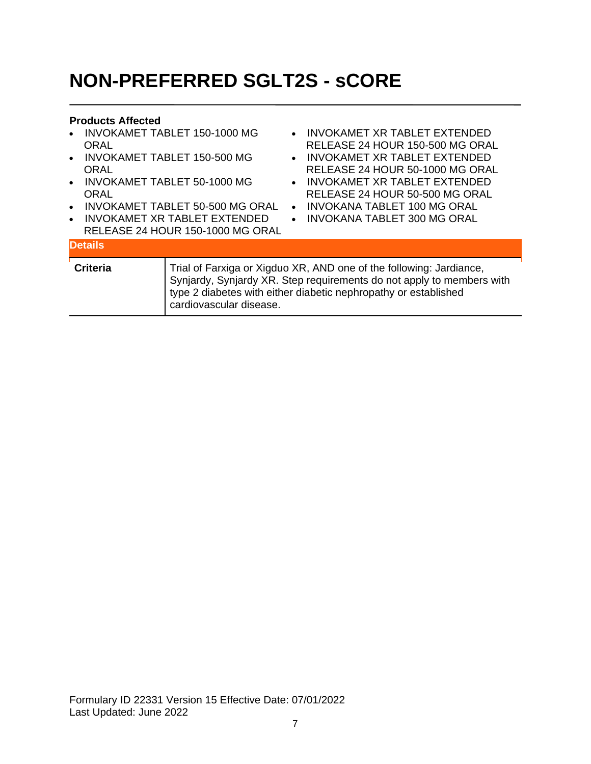# NON-PREFERRED SGLT2S - sCORE

**Products Affected**

- INVOKAMET TABLET 150-1000 MG ORAL
- INVOKAMET TABLET 150-500 MG ORAL
- INVOKAMET TABLET 50-1000 MG ORAL
- INVOKAMET TABLET 50-500 MG ORAL
- INVOKAMET XR TABLET EXTENDED RELEASE 24 HOUR 150-1000 MG ORAL
- INVOKAMET XR TABLET EXTENDED RELEASE 24 HOUR 150-500 MG ORAL
- INVOKAMET XR TABLET EXTENDED RELEASE 24 HOUR 50-1000 MG ORAL
- INVOKAMET XR TABLET EXTENDED RELEASE 24 HOUR 50-500 MG ORAL
- INVOKANA TABLET 100 MG ORAL
- INVOKANA TABLET 300 MG ORAL

**Details**

| | |
|---|---|
| **Criteria** | Trial of Farxiga or Xigduo XR, AND one of the following: Jardiance, Synjardy, Synjardy XR. Step requirements do not apply to members with type 2 diabetes with either diabetic nephropathy or established cardiovascular disease. |

Formulary ID 22331 Version 15 Effective Date: 07/01/2022
Last Updated: June 2022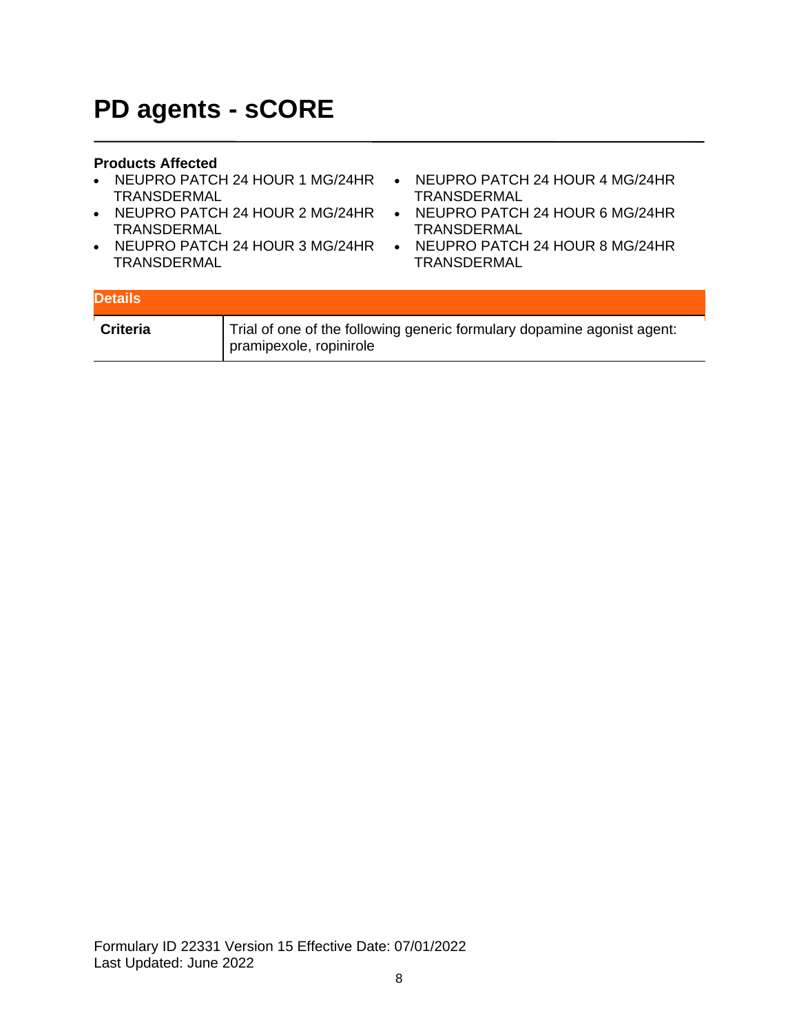# PD agents - sCORE

**Products Affected**

- NEUPRO PATCH 24 HOUR 1 MG/24HR TRANSDERMAL
- NEUPRO PATCH 24 HOUR 2 MG/24HR TRANSDERMAL
- NEUPRO PATCH 24 HOUR 3 MG/24HR TRANSDERMAL
- NEUPRO PATCH 24 HOUR 4 MG/24HR TRANSDERMAL
- NEUPRO PATCH 24 HOUR 6 MG/24HR TRANSDERMAL
- NEUPRO PATCH 24 HOUR 8 MG/24HR TRANSDERMAL

| Details | |
|---|---|
| **Criteria** | Trial of one of the following generic formulary dopamine agonist agent: pramipexole, ropinirole |

Formulary ID 22331 Version 15 Effective Date: 07/01/2022
Last Updated: June 2022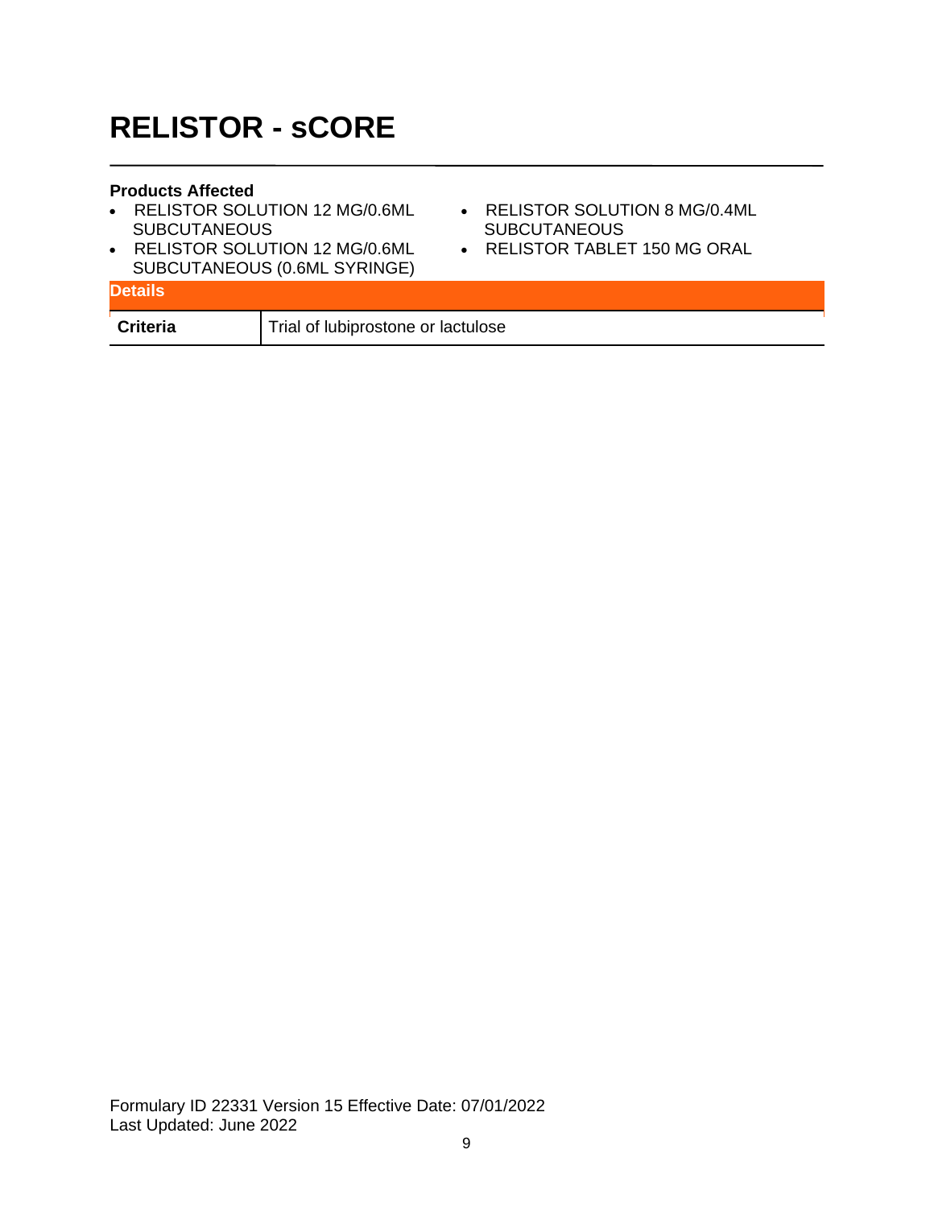# RELISTOR - sCORE

**Products Affected**

- RELISTOR SOLUTION 12 MG/0.6ML SUBCUTANEOUS
- RELISTOR SOLUTION 12 MG/0.6ML SUBCUTANEOUS (0.6ML SYRINGE)
- RELISTOR SOLUTION 8 MG/0.4ML SUBCUTANEOUS
- RELISTOR TABLET 150 MG ORAL

| Details | |
|---|---|
| **Criteria** | Trial of lubiprostone or lactulose |

Formulary ID 22331 Version 15 Effective Date: 07/01/2022
Last Updated: June 2022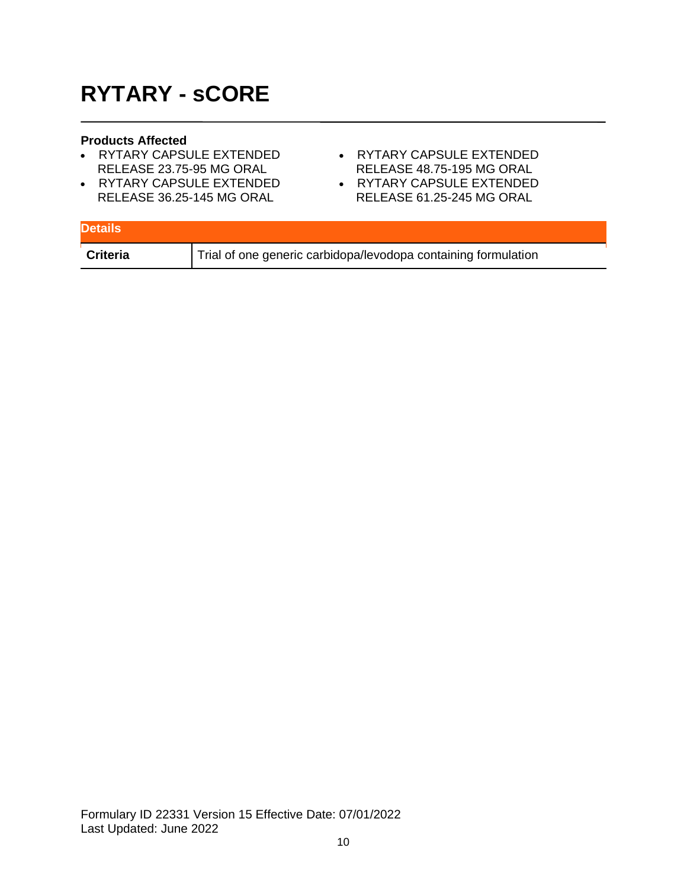# RYTARY - sCORE

**Products Affected**

- RYTARY CAPSULE EXTENDED RELEASE 23.75-95 MG ORAL
- RYTARY CAPSULE EXTENDED RELEASE 36.25-145 MG ORAL
- RYTARY CAPSULE EXTENDED RELEASE 48.75-195 MG ORAL
- RYTARY CAPSULE EXTENDED RELEASE 61.25-245 MG ORAL

| Details | |
|---|---|
| **Criteria** | Trial of one generic carbidopa/levodopa containing formulation |

Formulary ID 22331 Version 15 Effective Date: 07/01/2022
Last Updated: June 2022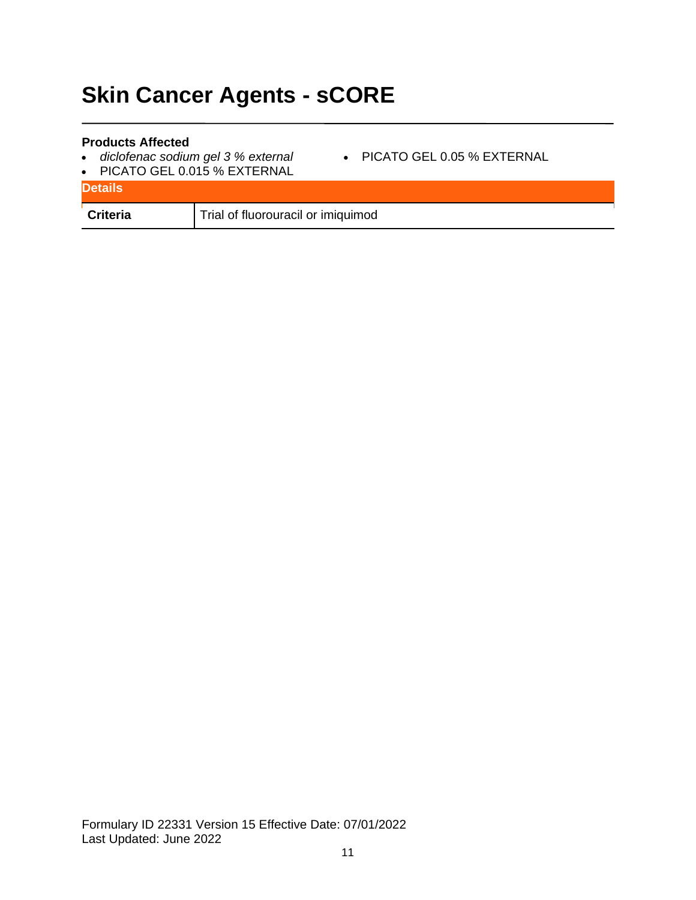# Skin Cancer Agents - sCORE

**Products Affected**

- *diclofenac sodium gel 3 % external*
- PICATO GEL 0.015 % EXTERNAL
- PICATO GEL 0.05 % EXTERNAL

| Details | |
|---|---|
| **Criteria** | Trial of fluorouracil or imiquimod |

Formulary ID 22331 Version 15 Effective Date: 07/01/2022
Last Updated: June 2022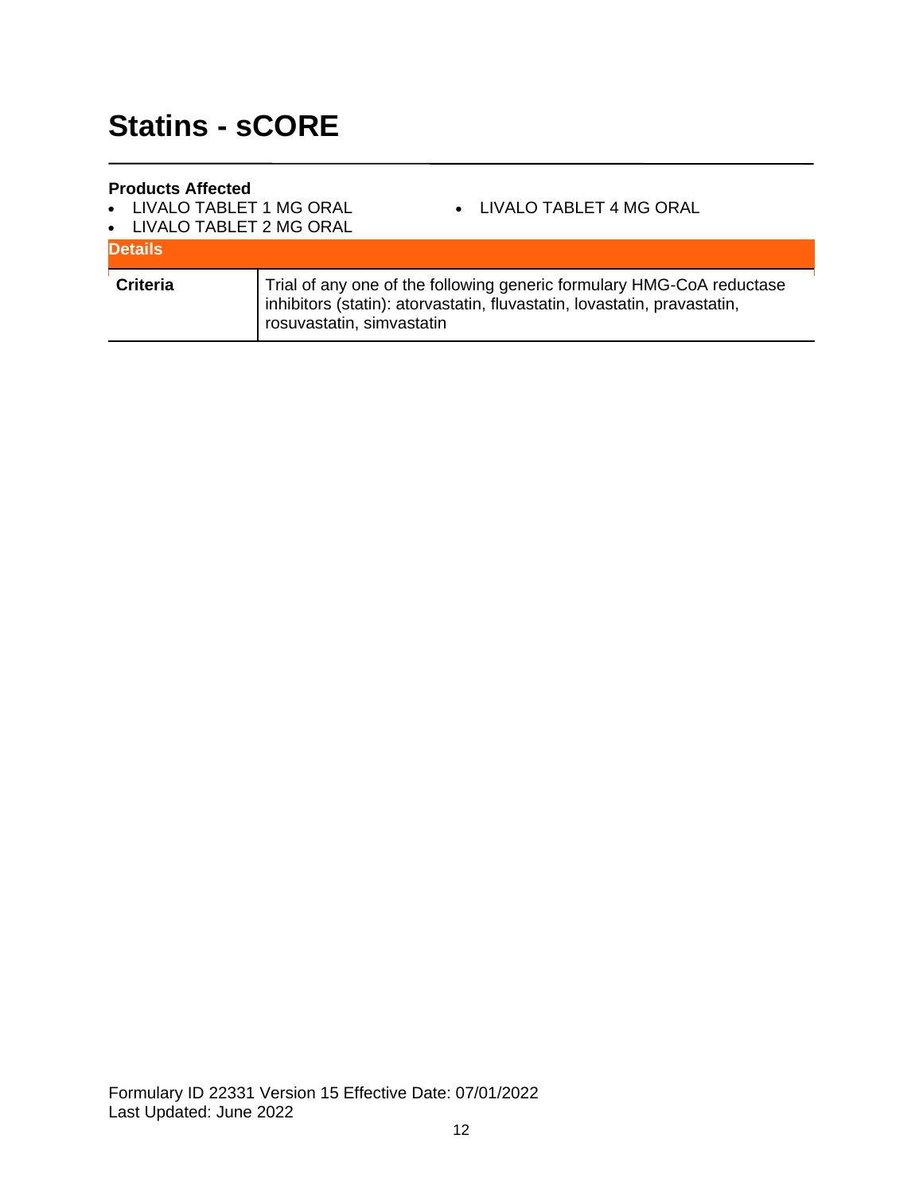# Statins - sCORE

**Products Affected**

- LIVALO TABLET 1 MG ORAL
- LIVALO TABLET 2 MG ORAL
- LIVALO TABLET 4 MG ORAL

| Details | |
|---|---|
| **Criteria** | Trial of any one of the following generic formulary HMG-CoA reductase inhibitors (statin): atorvastatin, fluvastatin, lovastatin, pravastatin, rosuvastatin, simvastatin |

Formulary ID 22331 Version 15 Effective Date: 07/01/2022
Last Updated: June 2022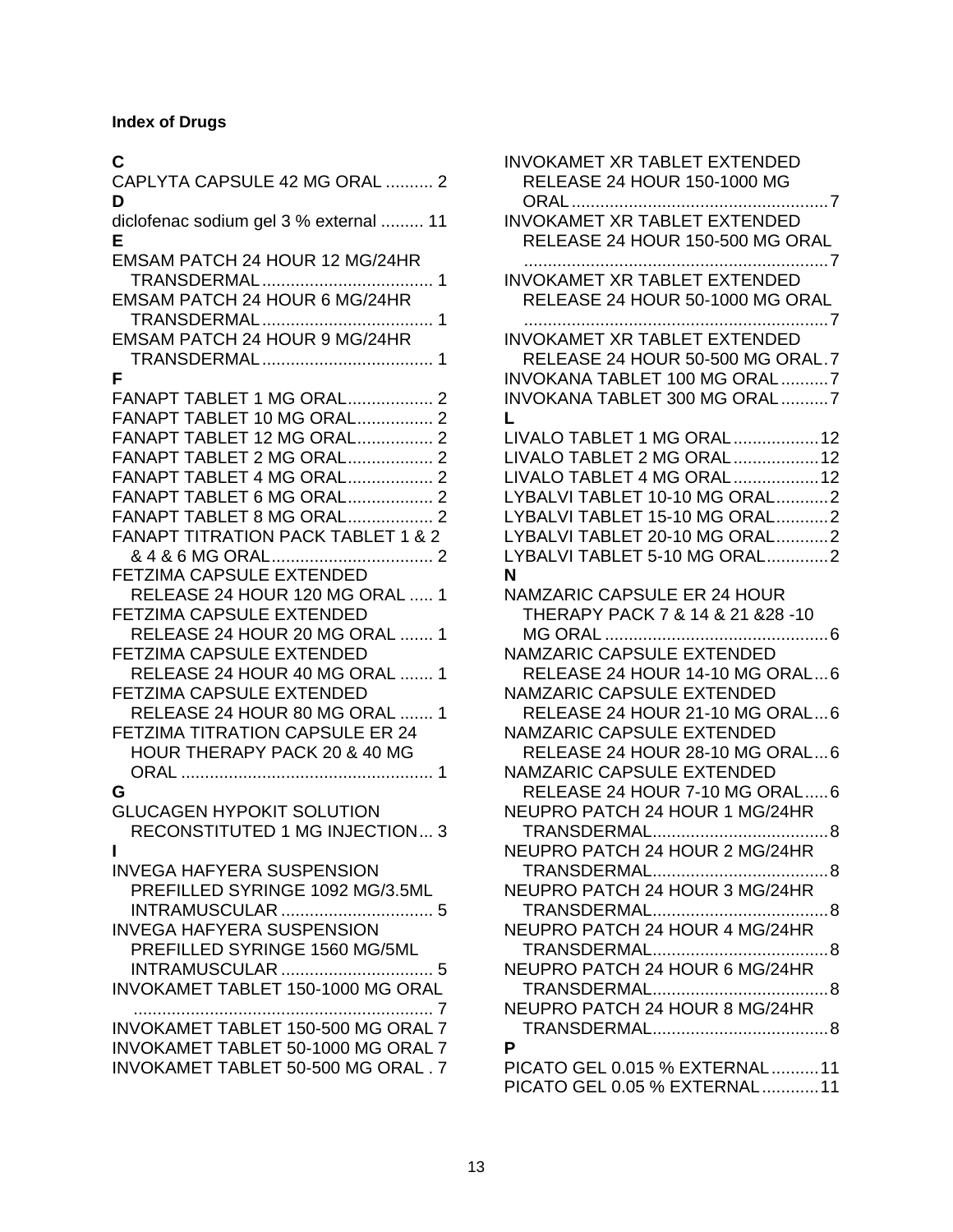**Index of Drugs**

**C**

CAPLYTA CAPSULE 42 MG ORAL .......... 2

**D**

diclofenac sodium gel 3 % external ......... 11

**E**

EMSAM PATCH 24 HOUR 12 MG/24HR TRANSDERMAL .................................... 1

EMSAM PATCH 24 HOUR 6 MG/24HR TRANSDERMAL .................................... 1

EMSAM PATCH 24 HOUR 9 MG/24HR TRANSDERMAL .................................... 1

**F**

FANAPT TABLET 1 MG ORAL.................. 2

FANAPT TABLET 10 MG ORAL................ 2

FANAPT TABLET 12 MG ORAL................ 2

FANAPT TABLET 2 MG ORAL.................. 2

FANAPT TABLET 4 MG ORAL.................. 2

FANAPT TABLET 6 MG ORAL.................. 2

FANAPT TABLET 8 MG ORAL.................. 2

FANAPT TITRATION PACK TABLET 1 & 2 & 4 & 6 MG ORAL.................................. 2

FETZIMA CAPSULE EXTENDED RELEASE 24 HOUR 120 MG ORAL ..... 1

FETZIMA CAPSULE EXTENDED RELEASE 24 HOUR 20 MG ORAL ....... 1

FETZIMA CAPSULE EXTENDED RELEASE 24 HOUR 40 MG ORAL ....... 1

FETZIMA CAPSULE EXTENDED RELEASE 24 HOUR 80 MG ORAL ....... 1

FETZIMA TITRATION CAPSULE ER 24 HOUR THERAPY PACK 20 & 40 MG ORAL ..................................................... 1

**G**

GLUCAGEN HYPOKIT SOLUTION RECONSTITUTED 1 MG INJECTION... 3

**I**

INVEGA HAFYERA SUSPENSION PREFILLED SYRINGE 1092 MG/3.5ML INTRAMUSCULAR ................................ 5

INVEGA HAFYERA SUSPENSION PREFILLED SYRINGE 1560 MG/5ML INTRAMUSCULAR ................................ 5

INVOKAMET TABLET 150-1000 MG ORAL ............................................................... 7

INVOKAMET TABLET 150-500 MG ORAL 7

INVOKAMET TABLET 50-1000 MG ORAL 7

INVOKAMET TABLET 50-500 MG ORAL . 7

INVOKAMET XR TABLET EXTENDED RELEASE 24 HOUR 150-1000 MG ORAL......................................................7

INVOKAMET XR TABLET EXTENDED RELEASE 24 HOUR 150-500 MG ORAL ................................................................7

INVOKAMET XR TABLET EXTENDED RELEASE 24 HOUR 50-1000 MG ORAL ................................................................7

INVOKAMET XR TABLET EXTENDED RELEASE 24 HOUR 50-500 MG ORAL.7

INVOKANA TABLET 100 MG ORAL..........7

INVOKANA TABLET 300 MG ORAL..........7

**L**

LIVALO TABLET 1 MG ORAL..................12

LIVALO TABLET 2 MG ORAL..................12

LIVALO TABLET 4 MG ORAL..................12

LYBALVI TABLET 10-10 MG ORAL...........2

LYBALVI TABLET 15-10 MG ORAL...........2

LYBALVI TABLET 20-10 MG ORAL...........2

LYBALVI TABLET 5-10 MG ORAL.............2

**N**

NAMZARIC CAPSULE ER 24 HOUR THERAPY PACK 7 & 14 & 21 &28 -10 MG ORAL ...............................................6

NAMZARIC CAPSULE EXTENDED RELEASE 24 HOUR 14-10 MG ORAL...6

NAMZARIC CAPSULE EXTENDED RELEASE 24 HOUR 21-10 MG ORAL...6

NAMZARIC CAPSULE EXTENDED RELEASE 24 HOUR 28-10 MG ORAL...6

NAMZARIC CAPSULE EXTENDED RELEASE 24 HOUR 7-10 MG ORAL.....6

NEUPRO PATCH 24 HOUR 1 MG/24HR TRANSDERMAL.....................................8

NEUPRO PATCH 24 HOUR 2 MG/24HR TRANSDERMAL.....................................8

NEUPRO PATCH 24 HOUR 3 MG/24HR TRANSDERMAL.....................................8

NEUPRO PATCH 24 HOUR 4 MG/24HR TRANSDERMAL.....................................8

NEUPRO PATCH 24 HOUR 6 MG/24HR TRANSDERMAL.....................................8

NEUPRO PATCH 24 HOUR 8 MG/24HR TRANSDERMAL.....................................8

**P**

PICATO GEL 0.015 % EXTERNAL..........11

PICATO GEL 0.05 % EXTERNAL............11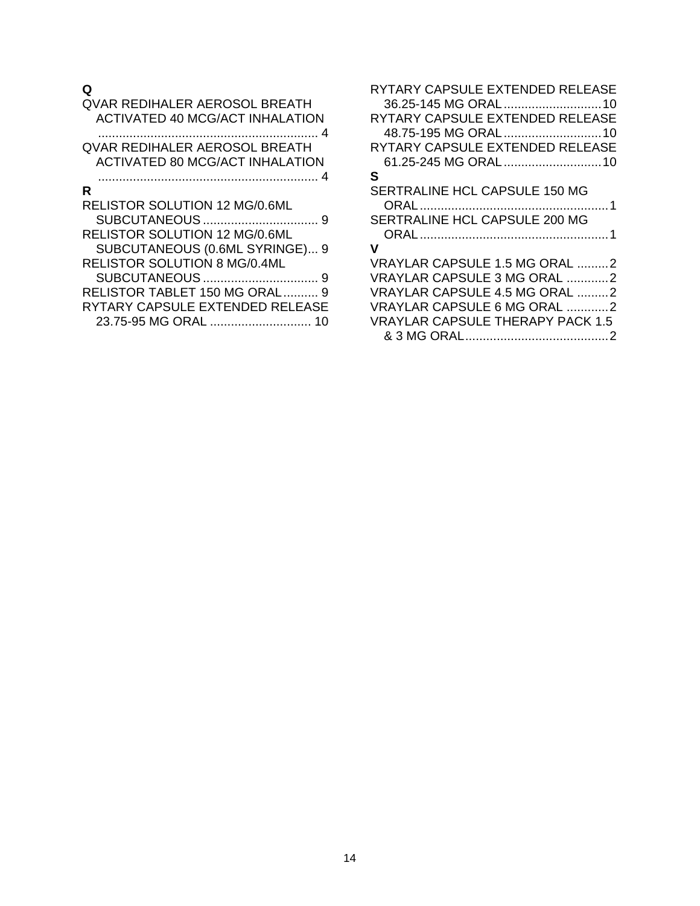**Q**

QVAR REDIHALER AEROSOL BREATH ACTIVATED 40 MCG/ACT INHALATION ............................................................... 4

QVAR REDIHALER AEROSOL BREATH ACTIVATED 80 MCG/ACT INHALATION ............................................................... 4

**R**

RELISTOR SOLUTION 12 MG/0.6ML SUBCUTANEOUS ................................. 9

RELISTOR SOLUTION 12 MG/0.6ML SUBCUTANEOUS (0.6ML SYRINGE)... 9

RELISTOR SOLUTION 8 MG/0.4ML SUBCUTANEOUS ................................. 9

RELISTOR TABLET 150 MG ORAL.......... 9

RYTARY CAPSULE EXTENDED RELEASE 23.75-95 MG ORAL ............................ 10

RYTARY CAPSULE EXTENDED RELEASE 36.25-145 MG ORAL............................10

RYTARY CAPSULE EXTENDED RELEASE 48.75-195 MG ORAL............................10

RYTARY CAPSULE EXTENDED RELEASE 61.25-245 MG ORAL............................10

**S**

SERTRALINE HCL CAPSULE 150 MG ORAL......................................................1

SERTRALINE HCL CAPSULE 200 MG ORAL......................................................1

**V**

VRAYLAR CAPSULE 1.5 MG ORAL .........2

VRAYLAR CAPSULE 3 MG ORAL ............2

VRAYLAR CAPSULE 4.5 MG ORAL .........2

VRAYLAR CAPSULE 6 MG ORAL ............2

VRAYLAR CAPSULE THERAPY PACK 1.5 & 3 MG ORAL.........................................2